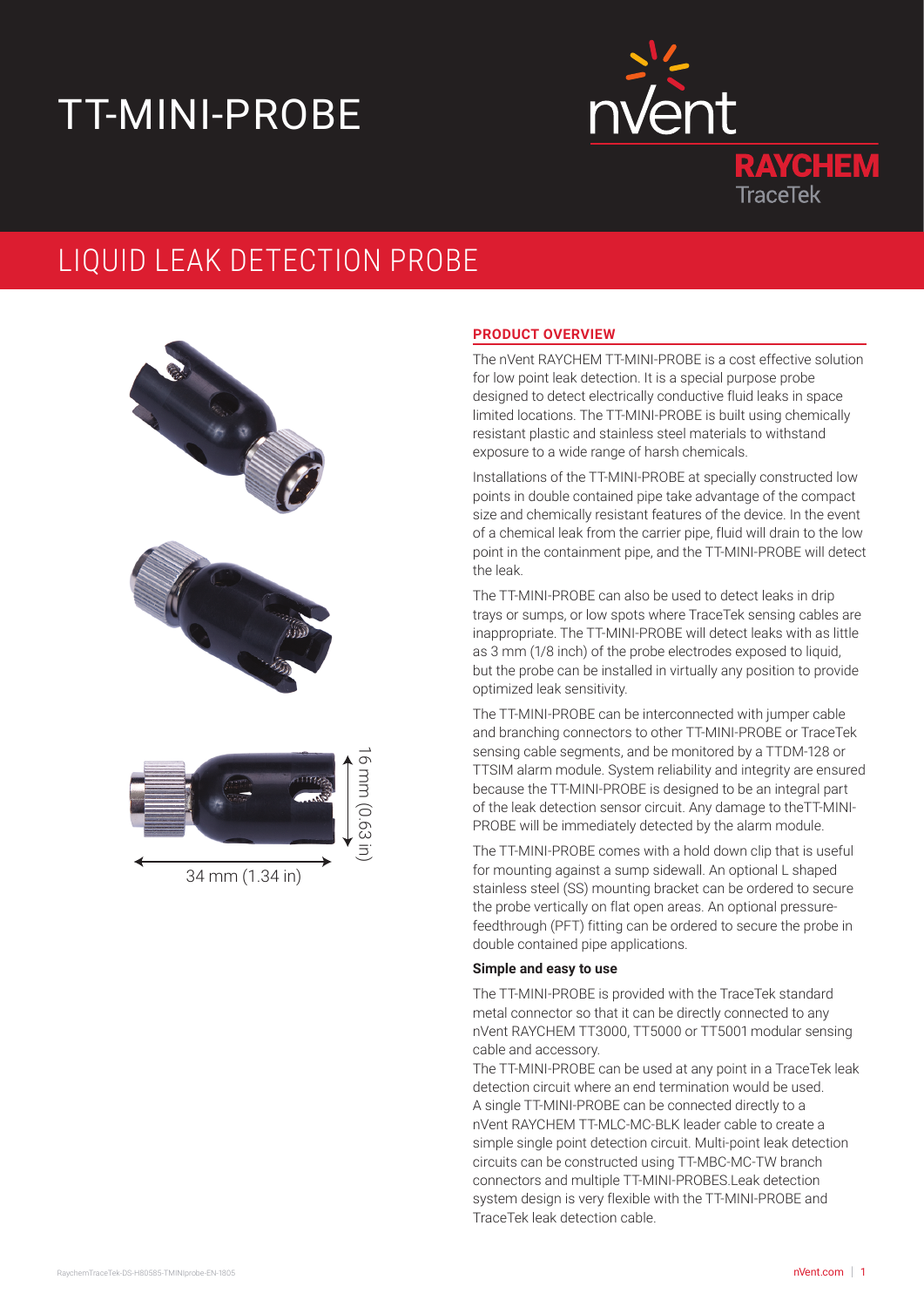# TT-MINI-PROBE

nVent RAYCHEM TraceTek

## LIQUID LEAK DETECTION PROBE

16 mm (0.63 in)

34 mm (1.34 in)

### PRODUCT OVERVIEW

The nVent RAYCHEM TT-MINI-PROBE is a cost effective solution for low point leak detection. It is a special purpose probe designed to detect electrically conductive fluid leaks in space limited locations. The TT-MINI-PROBE is built using chemically resistant plastic and stainless steel materials to withstand exposure to a wide range of harsh chemicals.

Installations of the TT-MINI-PROBE at specially constructed low points in double contained pipe take advantage of the compact size and chemically resistant features of the device. In the event of a chemical leak from the carrier pipe, fluid will drain to the low point in the containment pipe, and the TT-MINI-PROBE will detect the leak.

The TT-MINI-PROBE can also be used to detect leaks in drip trays or sumps, or low spots where TraceTek sensing cables are inappropriate. The TT-MINI-PROBE will detect leaks with as little as 3 mm (1/8 inch) of the probe electrodes exposed to liquid, but the probe can be installed in virtually any position to provide optimized leak sensitivity.

The TT-MINI-PROBE can be interconnected with jumper cable and branching connectors to other TT-MINI-PROBE or TraceTek sensing cable segments, and be monitored by a TTDM-128 or TTSIM alarm module. System reliability and integrity are ensured because the TT-MINI-PROBE is designed to be an integral part of the leak detection sensor circuit. Any damage to theTT-MINI-PROBE will be immediately detected by the alarm module.

The TT-MINI-PROBE comes with a hold down clip that is useful for mounting against a sump sidewall. An optional L shaped stainless steel (SS) mounting bracket can be ordered to secure the probe vertically on flat open areas. An optional pressure-feedthrough (PFT) fitting can be ordered to secure the probe in double contained pipe applications.

**Simple and easy to use**

The TT-MINI-PROBE is provided with the TraceTek standard metal connector so that it can be directly connected to any nVent RAYCHEM TT3000, TT5000 or TT5001 modular sensing cable and accessory.

The TT-MINI-PROBE can be used at any point in a TraceTek leak detection circuit where an end termination would be used. A single TT-MINI-PROBE can be connected directly to a nVent RAYCHEM TT-MLC-MC-BLK leader cable to create a simple single point detection circuit. Multi-point leak detection circuits can be constructed using TT-MBC-MC-TW branch connectors and multiple TT-MINI-PROBES.Leak detection system design is very flexible with the TT-MINI-PROBE and TraceTek leak detection cable.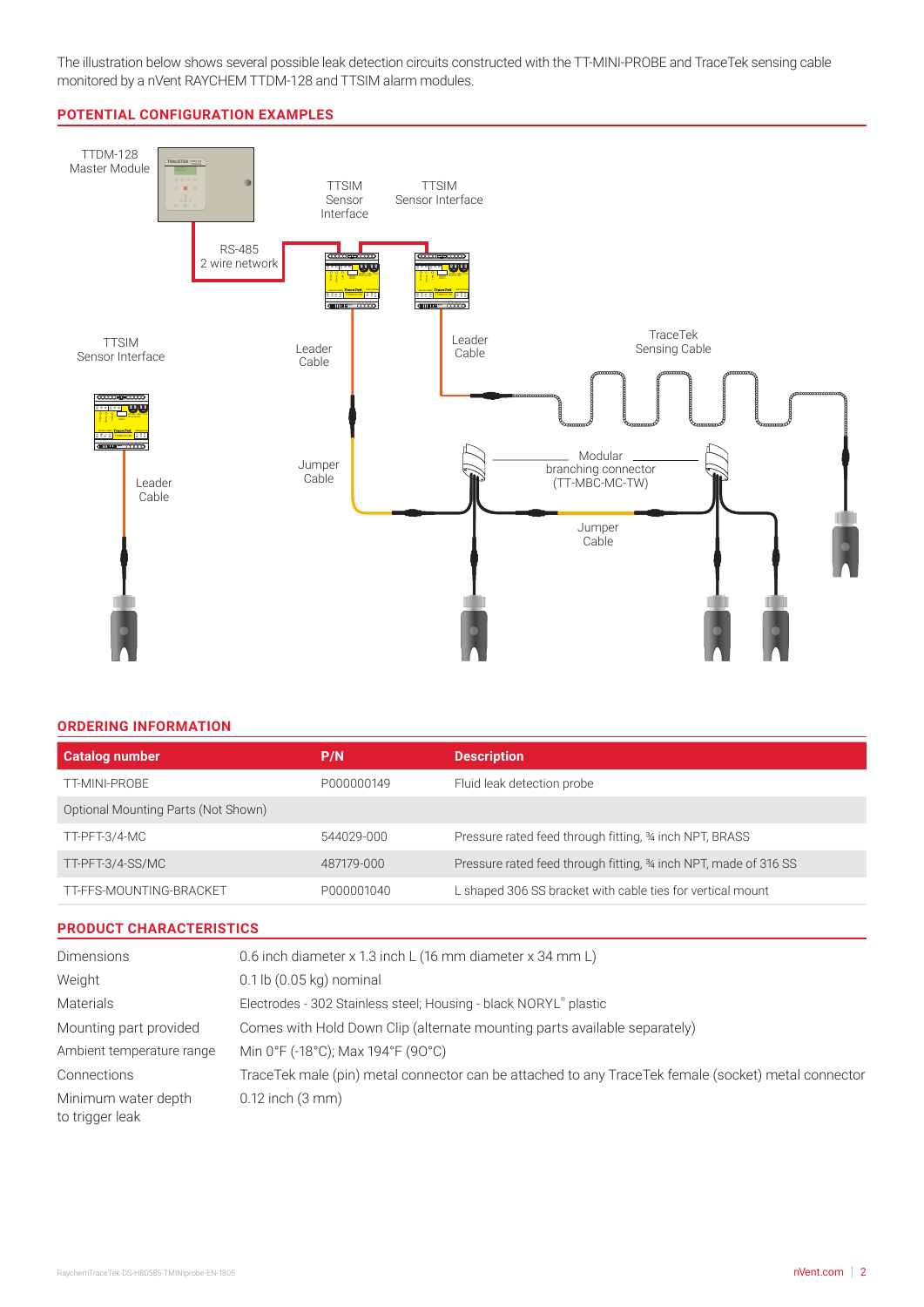The illustration below shows several possible leak detection circuits constructed with the TT-MINI-PROBE and TraceTek sensing cable monitored by a nVent RAYCHEM TTDM-128 and TTSIM alarm modules.

## POTENTIAL CONFIGURATION EXAMPLES

TTDM-128 Master Module

RS-485 2 wire network

TTSIM Sensor Interface

TTSIM Sensor Interface

TTSIM Sensor Interface

Leader Cable

Leader Cable

Leader Cable

TraceTek Sensing Cable

Jumper Cable

Modular branching connector (TT-MBC-MC-TW)

Jumper Cable

## ORDERING INFORMATION

| Catalog number | P/N | Description |
|---|---|---|
| TT-MINI-PROBE | P000000149 | Fluid leak detection probe |
| Optional Mounting Parts (Not Shown) | | |
| TT-PFT-3/4-MC | 544029-000 | Pressure rated feed through fitting, ¾ inch NPT, BRASS |
| TT-PFT-3/4-SS/MC | 487179-000 | Pressure rated feed through fitting, ¾ inch NPT, made of 316 SS |
| TT-FFS-MOUNTING-BRACKET | P000001040 | L shaped 306 SS bracket with cable ties for vertical mount |

## PRODUCT CHARACTERISTICS

| | |
|---|---|
| Dimensions | 0.6 inch diameter x 1.3 inch L (16 mm diameter x 34 mm L) |
| Weight | 0.1 lb (0.05 kg) nominal |
| Materials | Electrodes - 302 Stainless steel; Housing - black NORYL® plastic |
| Mounting part provided | Comes with Hold Down Clip (alternate mounting parts available separately) |
| Ambient temperature range | Min 0°F (-18°C); Max 194°F (90°C) |
| Connections | TraceTek male (pin) metal connector can be attached to any TraceTek female (socket) metal connector |
| Minimum water depth to trigger leak | 0.12 inch (3 mm) |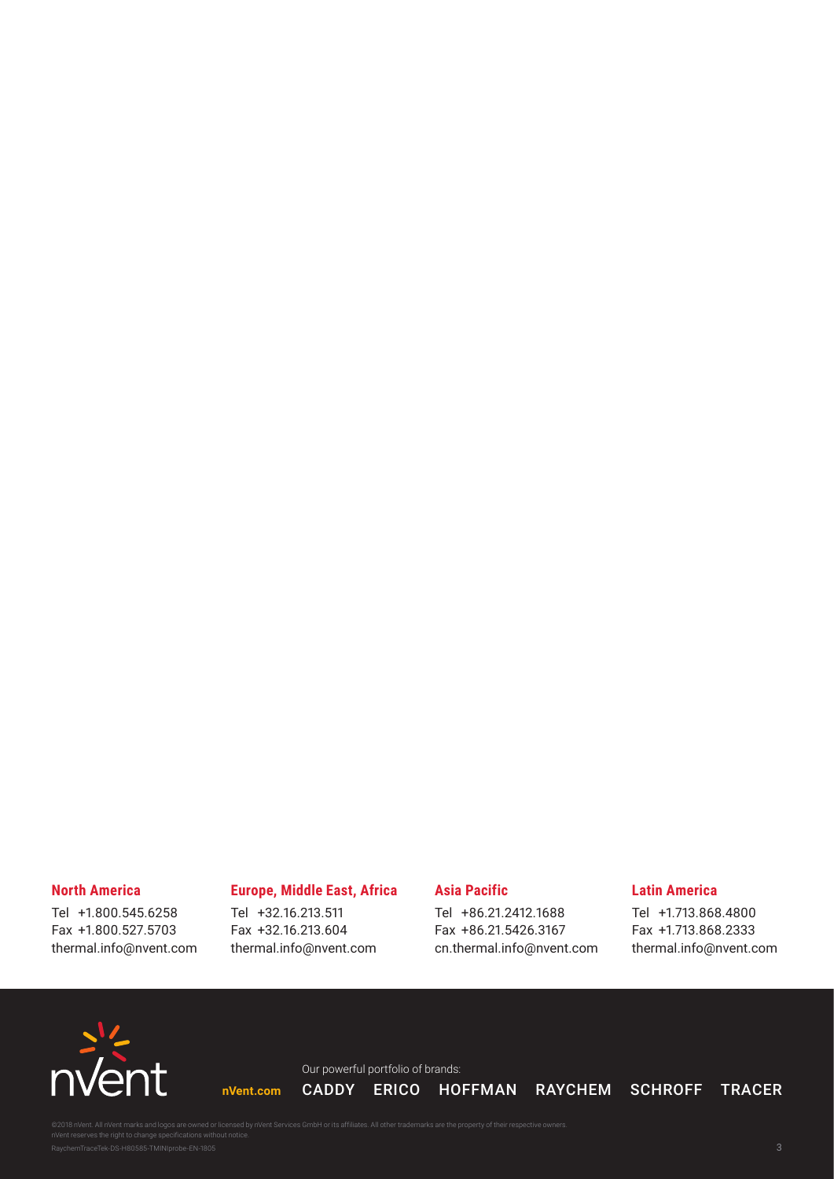**North America**

Tel +1.800.545.6258
Fax +1.800.527.5703
thermal.info@nvent.com

**Europe, Middle East, Africa**

Tel +32.16.213.511
Fax +32.16.213.604
thermal.info@nvent.com

**Asia Pacific**

Tel +86.21.2412.1688
Fax +86.21.5426.3167
cn.thermal.info@nvent.com

**Latin America**

Tel +1.713.868.4800
Fax +1.713.868.2333
thermal.info@nvent.com

nVent

Our powerful portfolio of brands:

**nVent.com** CADDY ERICO HOFFMAN RAYCHEM SCHROFF TRACER

©2018 nVent. All nVent marks and logos are owned or licensed by nVent Services GmbH or its affiliates. All other trademarks are the property of their respective owners.
nVent reserves the right to change specifications without notice.

RaychemTraceTek-DS-H80585-TMINIprobe-EN-1805